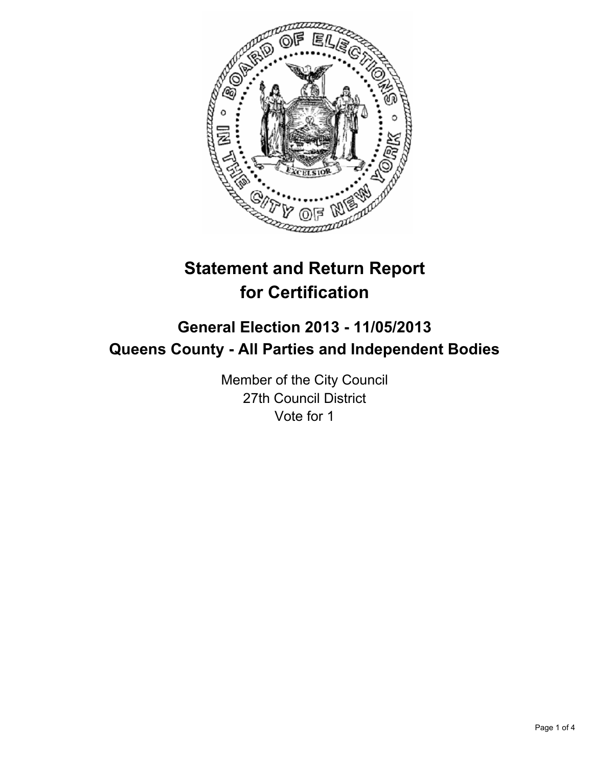# Statement and Return Report for Certification

## General Election 2013 - 11/05/2013
## Queens County - All Parties and Independent Bodies

Member of the City Council
27th Council District
Vote for 1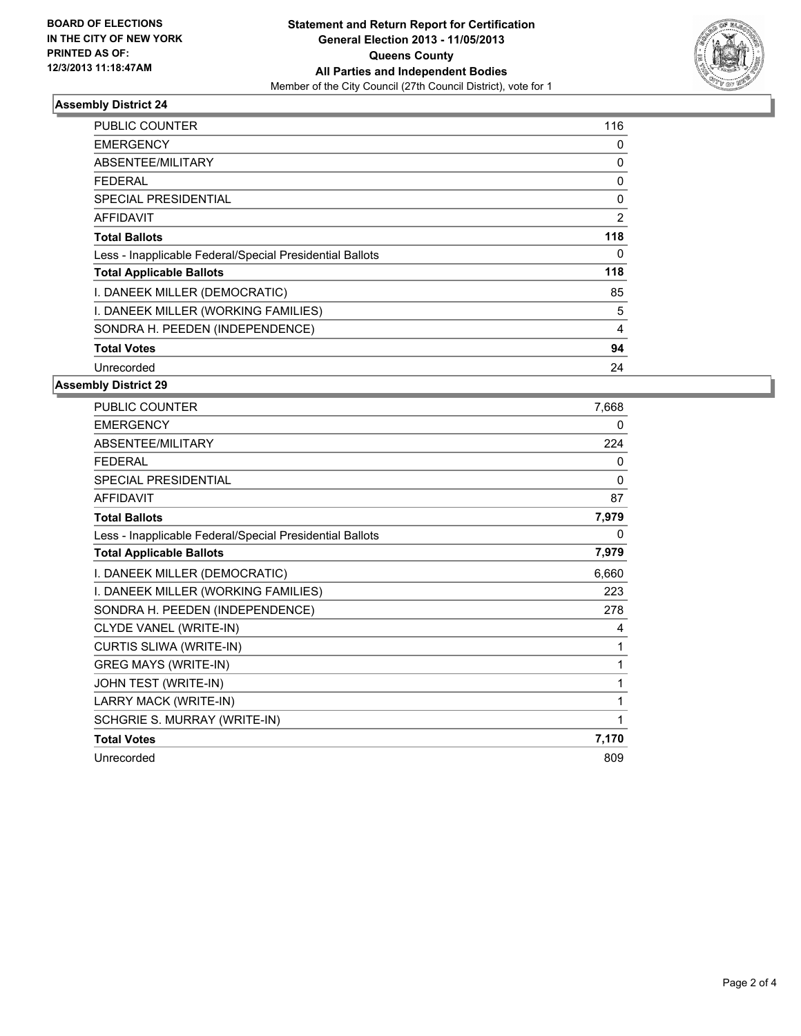**BOARD OF ELECTIONS IN THE CITY OF NEW YORK PRINTED AS OF: 12/3/2013 11:18:47AM**

**Statement and Return Report for Certification**
**General Election 2013 - 11/05/2013**
**Queens County**
**All Parties and Independent Bodies**
Member of the City Council (27th Council District), vote for 1

## Assembly District 24

| | |
|---|---|
| PUBLIC COUNTER | 116 |
| EMERGENCY | 0 |
| ABSENTEE/MILITARY | 0 |
| FEDERAL | 0 |
| SPECIAL PRESIDENTIAL | 0 |
| AFFIDAVIT | 2 |
| **Total Ballots** | **118** |
| Less - Inapplicable Federal/Special Presidential Ballots | 0 |
| **Total Applicable Ballots** | **118** |
| I. DANEEK MILLER (DEMOCRATIC) | 85 |
| I. DANEEK MILLER (WORKING FAMILIES) | 5 |
| SONDRA H. PEEDEN (INDEPENDENCE) | 4 |
| **Total Votes** | **94** |
| Unrecorded | 24 |

## Assembly District 29

| | |
|---|---|
| PUBLIC COUNTER | 7,668 |
| EMERGENCY | 0 |
| ABSENTEE/MILITARY | 224 |
| FEDERAL | 0 |
| SPECIAL PRESIDENTIAL | 0 |
| AFFIDAVIT | 87 |
| **Total Ballots** | **7,979** |
| Less - Inapplicable Federal/Special Presidential Ballots | 0 |
| **Total Applicable Ballots** | **7,979** |
| I. DANEEK MILLER (DEMOCRATIC) | 6,660 |
| I. DANEEK MILLER (WORKING FAMILIES) | 223 |
| SONDRA H. PEEDEN (INDEPENDENCE) | 278 |
| CLYDE VANEL (WRITE-IN) | 4 |
| CURTIS SLIWA (WRITE-IN) | 1 |
| GREG MAYS (WRITE-IN) | 1 |
| JOHN TEST (WRITE-IN) | 1 |
| LARRY MACK (WRITE-IN) | 1 |
| SCHGRIE S. MURRAY (WRITE-IN) | 1 |
| **Total Votes** | **7,170** |
| Unrecorded | 809 |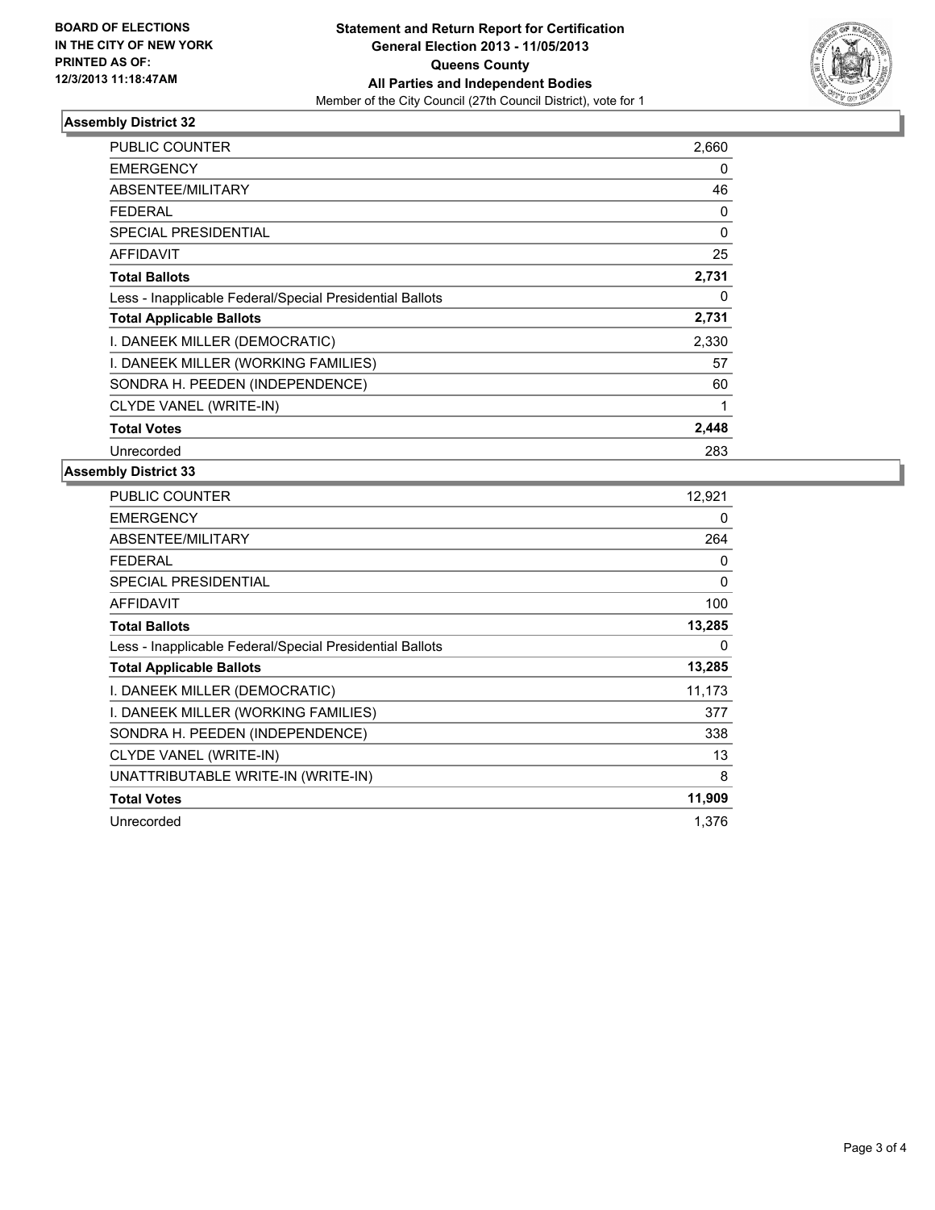BOARD OF ELECTIONS
IN THE CITY OF NEW YORK
PRINTED AS OF:
12/3/2013 11:18:47AM

**Statement and Return Report for Certification**
**General Election 2013 - 11/05/2013**
**Queens County**
**All Parties and Independent Bodies**
Member of the City Council (27th Council District), vote for 1

### Assembly District 32

| | |
|---|---|
| PUBLIC COUNTER | 2,660 |
| EMERGENCY | 0 |
| ABSENTEE/MILITARY | 46 |
| FEDERAL | 0 |
| SPECIAL PRESIDENTIAL | 0 |
| AFFIDAVIT | 25 |
| **Total Ballots** | **2,731** |
| Less - Inapplicable Federal/Special Presidential Ballots | 0 |
| **Total Applicable Ballots** | **2,731** |
| I. DANEEK MILLER (DEMOCRATIC) | 2,330 |
| I. DANEEK MILLER (WORKING FAMILIES) | 57 |
| SONDRA H. PEEDEN (INDEPENDENCE) | 60 |
| CLYDE VANEL (WRITE-IN) | 1 |
| **Total Votes** | **2,448** |
| Unrecorded | 283 |

### Assembly District 33

| | |
|---|---|
| PUBLIC COUNTER | 12,921 |
| EMERGENCY | 0 |
| ABSENTEE/MILITARY | 264 |
| FEDERAL | 0 |
| SPECIAL PRESIDENTIAL | 0 |
| AFFIDAVIT | 100 |
| **Total Ballots** | **13,285** |
| Less - Inapplicable Federal/Special Presidential Ballots | 0 |
| **Total Applicable Ballots** | **13,285** |
| I. DANEEK MILLER (DEMOCRATIC) | 11,173 |
| I. DANEEK MILLER (WORKING FAMILIES) | 377 |
| SONDRA H. PEEDEN (INDEPENDENCE) | 338 |
| CLYDE VANEL (WRITE-IN) | 13 |
| UNATTRIBUTABLE WRITE-IN (WRITE-IN) | 8 |
| **Total Votes** | **11,909** |
| Unrecorded | 1,376 |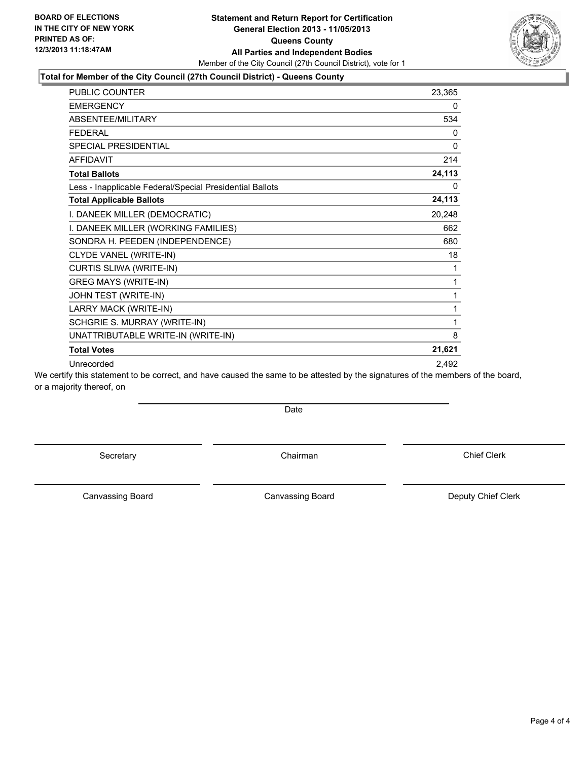**BOARD OF ELECTIONS IN THE CITY OF NEW YORK PRINTED AS OF: 12/3/2013 11:18:47AM**

**Statement and Return Report for Certification**
**General Election 2013 - 11/05/2013**
**Queens County**
**All Parties and Independent Bodies**
Member of the City Council (27th Council District), vote for 1

### Total for Member of the City Council (27th Council District) - Queens County

| | |
|---|---|
| PUBLIC COUNTER | 23,365 |
| EMERGENCY | 0 |
| ABSENTEE/MILITARY | 534 |
| FEDERAL | 0 |
| SPECIAL PRESIDENTIAL | 0 |
| AFFIDAVIT | 214 |
| **Total Ballots** | **24,113** |
| Less - Inapplicable Federal/Special Presidential Ballots | 0 |
| **Total Applicable Ballots** | **24,113** |
| I. DANEEK MILLER (DEMOCRATIC) | 20,248 |
| I. DANEEK MILLER (WORKING FAMILIES) | 662 |
| SONDRA H. PEEDEN (INDEPENDENCE) | 680 |
| CLYDE VANEL (WRITE-IN) | 18 |
| CURTIS SLIWA (WRITE-IN) | 1 |
| GREG MAYS (WRITE-IN) | 1 |
| JOHN TEST (WRITE-IN) | 1 |
| LARRY MACK (WRITE-IN) | 1 |
| SCHGRIE S. MURRAY (WRITE-IN) | 1 |
| UNATTRIBUTABLE WRITE-IN (WRITE-IN) | 8 |
| **Total Votes** | **21,621** |
| Unrecorded | 2,492 |

We certify this statement to be correct, and have caused the same to be attested by the signatures of the members of the board, or a majority thereof, on

Date

Secretary

Chairman

Chief Clerk

Canvassing Board

Canvassing Board

Deputy Chief Clerk